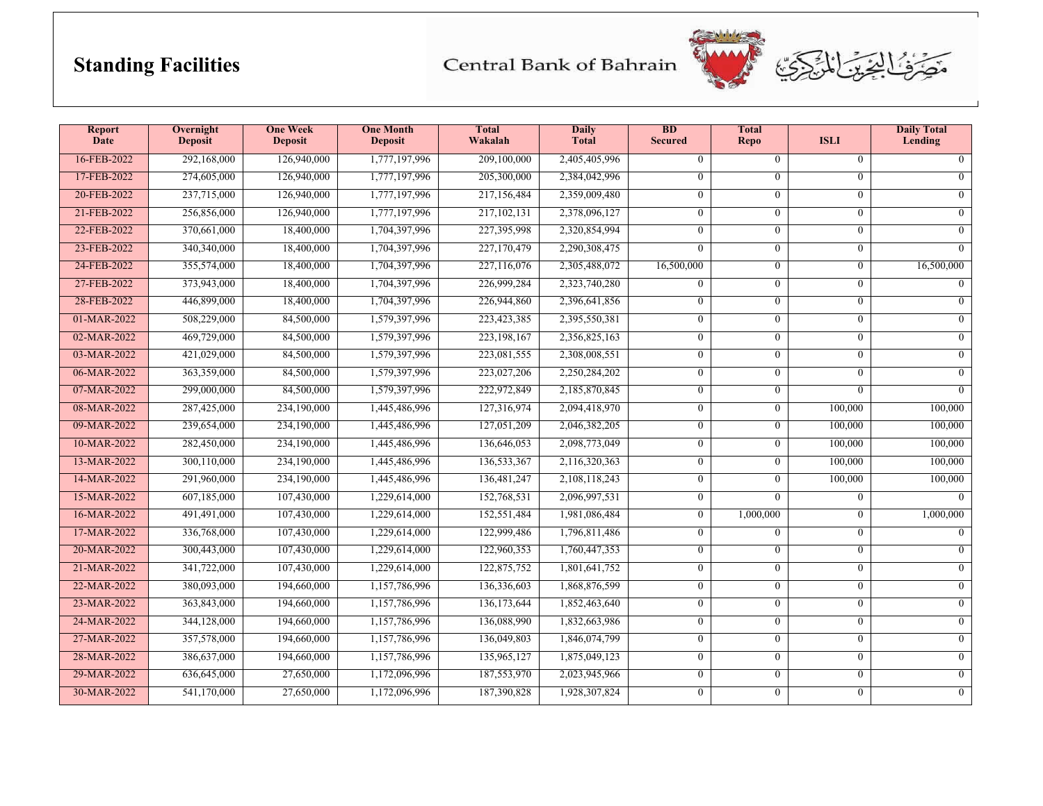# Standing Facilities

Central Bank of Bahrain مصرف البحرين المركزي

| Report Date | Overnight Deposit | One Week Deposit | One Month Deposit | Total Wakalah | Daily Total | BD Secured | Total Repo | ISLI | Daily Total Lending |
|---|---|---|---|---|---|---|---|---|---|
| 16-FEB-2022 | 292,168,000 | 126,940,000 | 1,777,197,996 | 209,100,000 | 2,405,405,996 | 0 | 0 | 0 | 0 |
| 17-FEB-2022 | 274,605,000 | 126,940,000 | 1,777,197,996 | 205,300,000 | 2,384,042,996 | 0 | 0 | 0 | 0 |
| 20-FEB-2022 | 237,715,000 | 126,940,000 | 1,777,197,996 | 217,156,484 | 2,359,009,480 | 0 | 0 | 0 | 0 |
| 21-FEB-2022 | 256,856,000 | 126,940,000 | 1,777,197,996 | 217,102,131 | 2,378,096,127 | 0 | 0 | 0 | 0 |
| 22-FEB-2022 | 370,661,000 | 18,400,000 | 1,704,397,996 | 227,395,998 | 2,320,854,994 | 0 | 0 | 0 | 0 |
| 23-FEB-2022 | 340,340,000 | 18,400,000 | 1,704,397,996 | 227,170,479 | 2,290,308,475 | 0 | 0 | 0 | 0 |
| 24-FEB-2022 | 355,574,000 | 18,400,000 | 1,704,397,996 | 227,116,076 | 2,305,488,072 | 16,500,000 | 0 | 0 | 16,500,000 |
| 27-FEB-2022 | 373,943,000 | 18,400,000 | 1,704,397,996 | 226,999,284 | 2,323,740,280 | 0 | 0 | 0 | 0 |
| 28-FEB-2022 | 446,899,000 | 18,400,000 | 1,704,397,996 | 226,944,860 | 2,396,641,856 | 0 | 0 | 0 | 0 |
| 01-MAR-2022 | 508,229,000 | 84,500,000 | 1,579,397,996 | 223,423,385 | 2,395,550,381 | 0 | 0 | 0 | 0 |
| 02-MAR-2022 | 469,729,000 | 84,500,000 | 1,579,397,996 | 223,198,167 | 2,356,825,163 | 0 | 0 | 0 | 0 |
| 03-MAR-2022 | 421,029,000 | 84,500,000 | 1,579,397,996 | 223,081,555 | 2,308,008,551 | 0 | 0 | 0 | 0 |
| 06-MAR-2022 | 363,359,000 | 84,500,000 | 1,579,397,996 | 223,027,206 | 2,250,284,202 | 0 | 0 | 0 | 0 |
| 07-MAR-2022 | 299,000,000 | 84,500,000 | 1,579,397,996 | 222,972,849 | 2,185,870,845 | 0 | 0 | 0 | 0 |
| 08-MAR-2022 | 287,425,000 | 234,190,000 | 1,445,486,996 | 127,316,974 | 2,094,418,970 | 0 | 0 | 100,000 | 100,000 |
| 09-MAR-2022 | 239,654,000 | 234,190,000 | 1,445,486,996 | 127,051,209 | 2,046,382,205 | 0 | 0 | 100,000 | 100,000 |
| 10-MAR-2022 | 282,450,000 | 234,190,000 | 1,445,486,996 | 136,646,053 | 2,098,773,049 | 0 | 0 | 100,000 | 100,000 |
| 13-MAR-2022 | 300,110,000 | 234,190,000 | 1,445,486,996 | 136,533,367 | 2,116,320,363 | 0 | 0 | 100,000 | 100,000 |
| 14-MAR-2022 | 291,960,000 | 234,190,000 | 1,445,486,996 | 136,481,247 | 2,108,118,243 | 0 | 0 | 100,000 | 100,000 |
| 15-MAR-2022 | 607,185,000 | 107,430,000 | 1,229,614,000 | 152,768,531 | 2,096,997,531 | 0 | 0 | 0 | 0 |
| 16-MAR-2022 | 491,491,000 | 107,430,000 | 1,229,614,000 | 152,551,484 | 1,981,086,484 | 0 | 1,000,000 | 0 | 1,000,000 |
| 17-MAR-2022 | 336,768,000 | 107,430,000 | 1,229,614,000 | 122,999,486 | 1,796,811,486 | 0 | 0 | 0 | 0 |
| 20-MAR-2022 | 300,443,000 | 107,430,000 | 1,229,614,000 | 122,960,353 | 1,760,447,353 | 0 | 0 | 0 | 0 |
| 21-MAR-2022 | 341,722,000 | 107,430,000 | 1,229,614,000 | 122,875,752 | 1,801,641,752 | 0 | 0 | 0 | 0 |
| 22-MAR-2022 | 380,093,000 | 194,660,000 | 1,157,786,996 | 136,336,603 | 1,868,876,599 | 0 | 0 | 0 | 0 |
| 23-MAR-2022 | 363,843,000 | 194,660,000 | 1,157,786,996 | 136,173,644 | 1,852,463,640 | 0 | 0 | 0 | 0 |
| 24-MAR-2022 | 344,128,000 | 194,660,000 | 1,157,786,996 | 136,088,990 | 1,832,663,986 | 0 | 0 | 0 | 0 |
| 27-MAR-2022 | 357,578,000 | 194,660,000 | 1,157,786,996 | 136,049,803 | 1,846,074,799 | 0 | 0 | 0 | 0 |
| 28-MAR-2022 | 386,637,000 | 194,660,000 | 1,157,786,996 | 135,965,127 | 1,875,049,123 | 0 | 0 | 0 | 0 |
| 29-MAR-2022 | 636,645,000 | 27,650,000 | 1,172,096,996 | 187,553,970 | 2,023,945,966 | 0 | 0 | 0 | 0 |
| 30-MAR-2022 | 541,170,000 | 27,650,000 | 1,172,096,996 | 187,390,828 | 1,928,307,824 | 0 | 0 | 0 | 0 |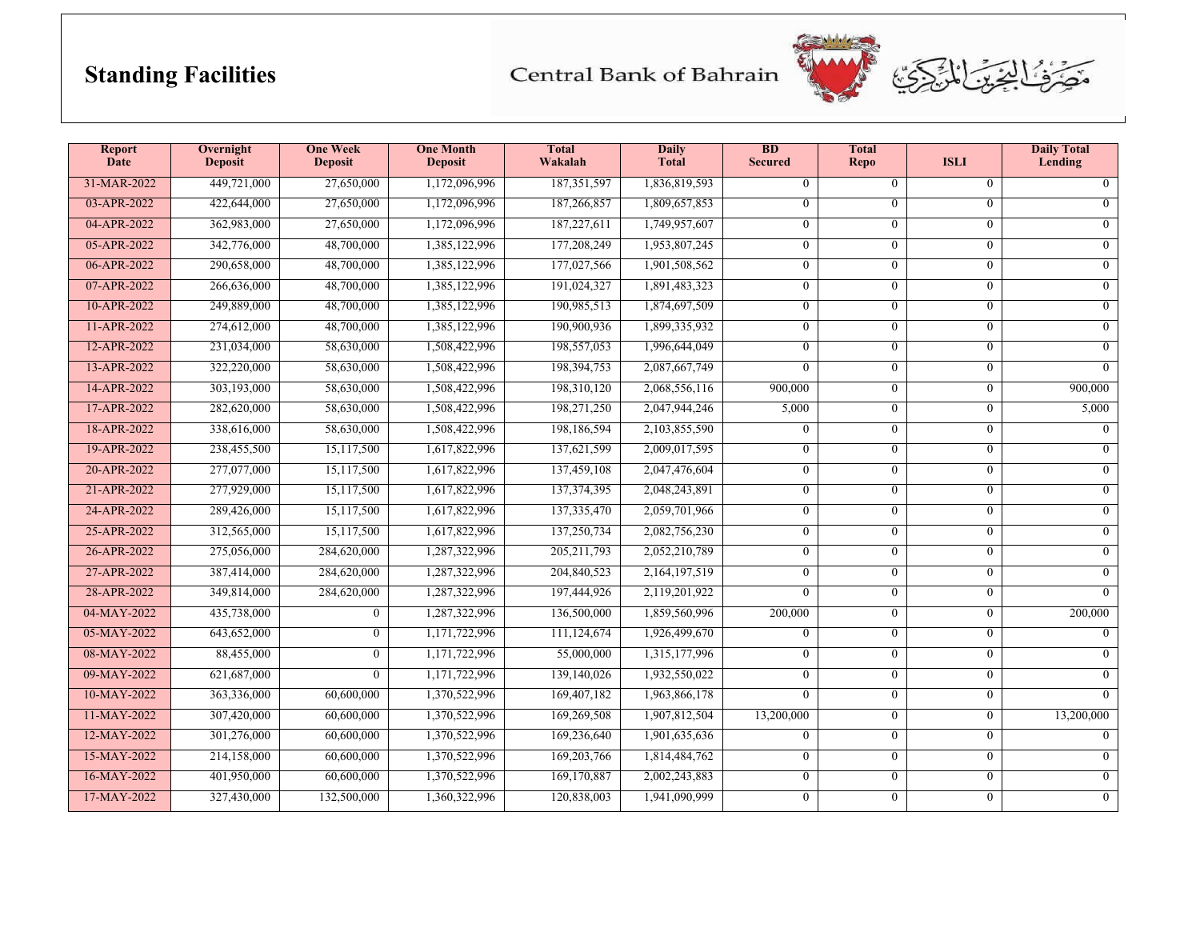# Standing Facilities

Central Bank of Bahrain مصرف البحرين المركزي

| Report Date | Overnight Deposit | One Week Deposit | One Month Deposit | Total Wakalah | Daily Total | BD Secured | Total Repo | ISLI | Daily Total Lending |
|---|---|---|---|---|---|---|---|---|---|
| 31-MAR-2022 | 449,721,000 | 27,650,000 | 1,172,096,996 | 187,351,597 | 1,836,819,593 | 0 | 0 | 0 | 0 |
| 03-APR-2022 | 422,644,000 | 27,650,000 | 1,172,096,996 | 187,266,857 | 1,809,657,853 | 0 | 0 | 0 | 0 |
| 04-APR-2022 | 362,983,000 | 27,650,000 | 1,172,096,996 | 187,227,611 | 1,749,957,607 | 0 | 0 | 0 | 0 |
| 05-APR-2022 | 342,776,000 | 48,700,000 | 1,385,122,996 | 177,208,249 | 1,953,807,245 | 0 | 0 | 0 | 0 |
| 06-APR-2022 | 290,658,000 | 48,700,000 | 1,385,122,996 | 177,027,566 | 1,901,508,562 | 0 | 0 | 0 | 0 |
| 07-APR-2022 | 266,636,000 | 48,700,000 | 1,385,122,996 | 191,024,327 | 1,891,483,323 | 0 | 0 | 0 | 0 |
| 10-APR-2022 | 249,889,000 | 48,700,000 | 1,385,122,996 | 190,985,513 | 1,874,697,509 | 0 | 0 | 0 | 0 |
| 11-APR-2022 | 274,612,000 | 48,700,000 | 1,385,122,996 | 190,900,936 | 1,899,335,932 | 0 | 0 | 0 | 0 |
| 12-APR-2022 | 231,034,000 | 58,630,000 | 1,508,422,996 | 198,557,053 | 1,996,644,049 | 0 | 0 | 0 | 0 |
| 13-APR-2022 | 322,220,000 | 58,630,000 | 1,508,422,996 | 198,394,753 | 2,087,667,749 | 0 | 0 | 0 | 0 |
| 14-APR-2022 | 303,193,000 | 58,630,000 | 1,508,422,996 | 198,310,120 | 2,068,556,116 | 900,000 | 0 | 0 | 900,000 |
| 17-APR-2022 | 282,620,000 | 58,630,000 | 1,508,422,996 | 198,271,250 | 2,047,944,246 | 5,000 | 0 | 0 | 5,000 |
| 18-APR-2022 | 338,616,000 | 58,630,000 | 1,508,422,996 | 198,186,594 | 2,103,855,590 | 0 | 0 | 0 | 0 |
| 19-APR-2022 | 238,455,500 | 15,117,500 | 1,617,822,996 | 137,621,599 | 2,009,017,595 | 0 | 0 | 0 | 0 |
| 20-APR-2022 | 277,077,000 | 15,117,500 | 1,617,822,996 | 137,459,108 | 2,047,476,604 | 0 | 0 | 0 | 0 |
| 21-APR-2022 | 277,929,000 | 15,117,500 | 1,617,822,996 | 137,374,395 | 2,048,243,891 | 0 | 0 | 0 | 0 |
| 24-APR-2022 | 289,426,000 | 15,117,500 | 1,617,822,996 | 137,335,470 | 2,059,701,966 | 0 | 0 | 0 | 0 |
| 25-APR-2022 | 312,565,000 | 15,117,500 | 1,617,822,996 | 137,250,734 | 2,082,756,230 | 0 | 0 | 0 | 0 |
| 26-APR-2022 | 275,056,000 | 284,620,000 | 1,287,322,996 | 205,211,793 | 2,052,210,789 | 0 | 0 | 0 | 0 |
| 27-APR-2022 | 387,414,000 | 284,620,000 | 1,287,322,996 | 204,840,523 | 2,164,197,519 | 0 | 0 | 0 | 0 |
| 28-APR-2022 | 349,814,000 | 284,620,000 | 1,287,322,996 | 197,444,926 | 2,119,201,922 | 0 | 0 | 0 | 0 |
| 04-MAY-2022 | 435,738,000 | 0 | 1,287,322,996 | 136,500,000 | 1,859,560,996 | 200,000 | 0 | 0 | 200,000 |
| 05-MAY-2022 | 643,652,000 | 0 | 1,171,722,996 | 111,124,674 | 1,926,499,670 | 0 | 0 | 0 | 0 |
| 08-MAY-2022 | 88,455,000 | 0 | 1,171,722,996 | 55,000,000 | 1,315,177,996 | 0 | 0 | 0 | 0 |
| 09-MAY-2022 | 621,687,000 | 0 | 1,171,722,996 | 139,140,026 | 1,932,550,022 | 0 | 0 | 0 | 0 |
| 10-MAY-2022 | 363,336,000 | 60,600,000 | 1,370,522,996 | 169,407,182 | 1,963,866,178 | 0 | 0 | 0 | 0 |
| 11-MAY-2022 | 307,420,000 | 60,600,000 | 1,370,522,996 | 169,269,508 | 1,907,812,504 | 13,200,000 | 0 | 0 | 13,200,000 |
| 12-MAY-2022 | 301,276,000 | 60,600,000 | 1,370,522,996 | 169,236,640 | 1,901,635,636 | 0 | 0 | 0 | 0 |
| 15-MAY-2022 | 214,158,000 | 60,600,000 | 1,370,522,996 | 169,203,766 | 1,814,484,762 | 0 | 0 | 0 | 0 |
| 16-MAY-2022 | 401,950,000 | 60,600,000 | 1,370,522,996 | 169,170,887 | 2,002,243,883 | 0 | 0 | 0 | 0 |
| 17-MAY-2022 | 327,430,000 | 132,500,000 | 1,360,322,996 | 120,838,003 | 1,941,090,999 | 0 | 0 | 0 | 0 |